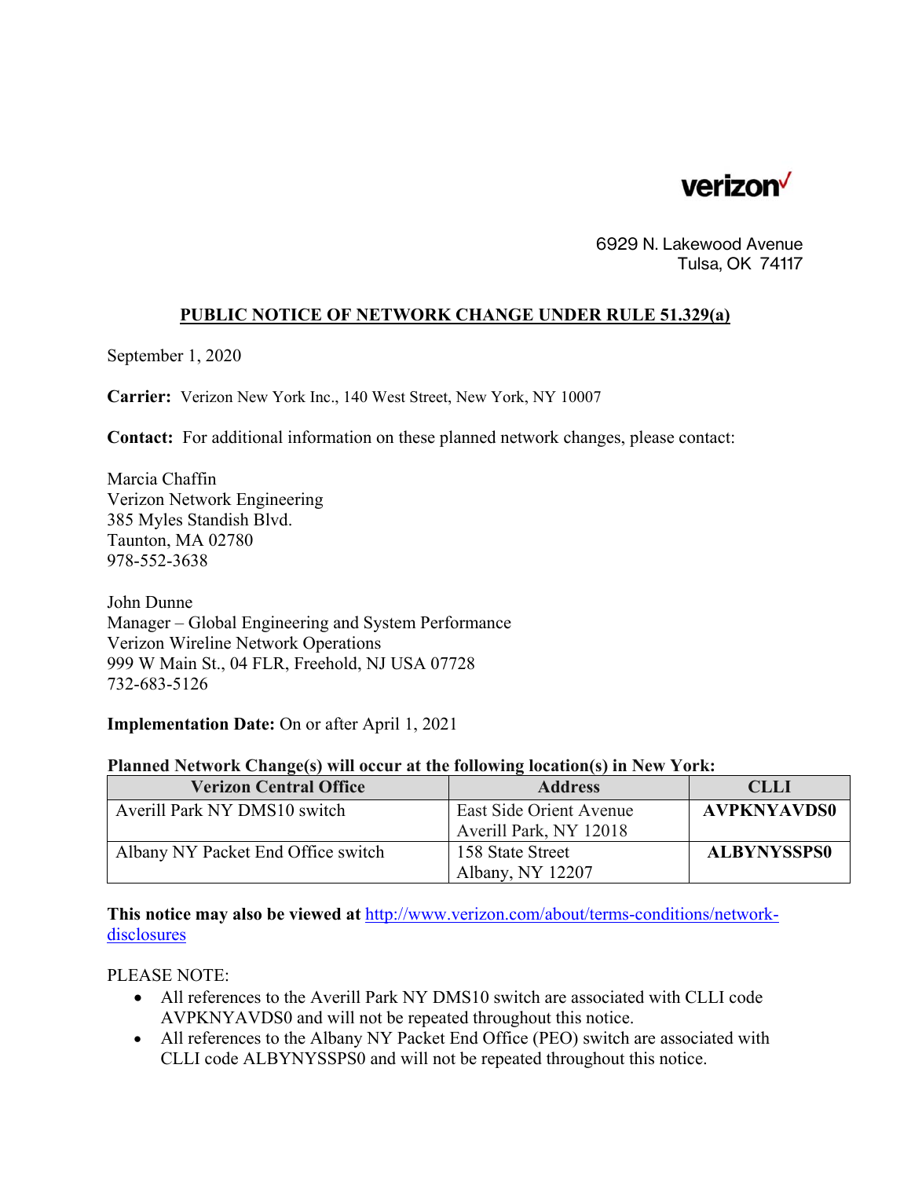verizon

6929 N. Lakewood Avenue
Tulsa, OK 74117

## PUBLIC NOTICE OF NETWORK CHANGE UNDER RULE 51.329(a)

September 1, 2020

**Carrier:** Verizon New York Inc., 140 West Street, New York, NY 10007

**Contact:** For additional information on these planned network changes, please contact:

Marcia Chaffin
Verizon Network Engineering
385 Myles Standish Blvd.
Taunton, MA 02780
978-552-3638

John Dunne
Manager – Global Engineering and System Performance
Verizon Wireline Network Operations
999 W Main St., 04 FLR, Freehold, NJ USA 07728
732-683-5126

**Implementation Date:** On or after April 1, 2021

**Planned Network Change(s) will occur at the following location(s) in New York:**

| Verizon Central Office | Address | CLLI |
|---|---|---|
| Averill Park NY DMS10 switch | East Side Orient Avenue<br>Averill Park, NY 12018 | **AVPKNYAVDS0** |
| Albany NY Packet End Office switch | 158 State Street<br>Albany, NY 12207 | **ALBYNYSSPS0** |

**This notice may also be viewed at** http://www.verizon.com/about/terms-conditions/network-disclosures

PLEASE NOTE:

- All references to the Averill Park NY DMS10 switch are associated with CLLI code AVPKNYAVDS0 and will not be repeated throughout this notice.
- All references to the Albany NY Packet End Office (PEO) switch are associated with CLLI code ALBYNYSSPS0 and will not be repeated throughout this notice.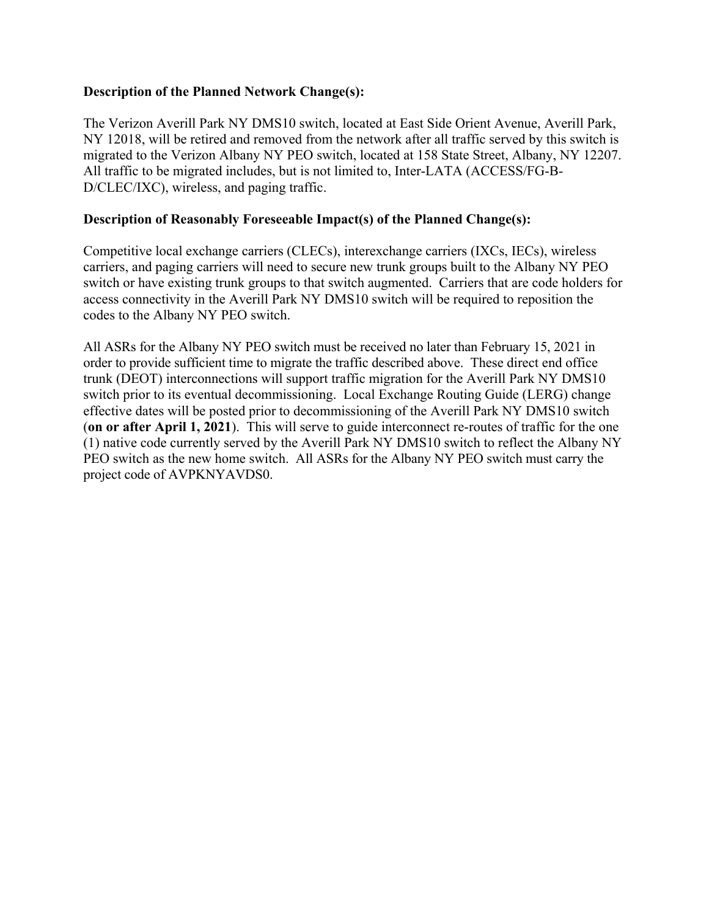**Description of the Planned Network Change(s):**

The Verizon Averill Park NY DMS10 switch, located at East Side Orient Avenue, Averill Park, NY 12018, will be retired and removed from the network after all traffic served by this switch is migrated to the Verizon Albany NY PEO switch, located at 158 State Street, Albany, NY 12207. All traffic to be migrated includes, but is not limited to, Inter-LATA (ACCESS/FG-B-D/CLEC/IXC), wireless, and paging traffic.

**Description of Reasonably Foreseeable Impact(s) of the Planned Change(s):**

Competitive local exchange carriers (CLECs), interexchange carriers (IXCs, IECs), wireless carriers, and paging carriers will need to secure new trunk groups built to the Albany NY PEO switch or have existing trunk groups to that switch augmented. Carriers that are code holders for access connectivity in the Averill Park NY DMS10 switch will be required to reposition the codes to the Albany NY PEO switch.

All ASRs for the Albany NY PEO switch must be received no later than February 15, 2021 in order to provide sufficient time to migrate the traffic described above. These direct end office trunk (DEOT) interconnections will support traffic migration for the Averill Park NY DMS10 switch prior to its eventual decommissioning. Local Exchange Routing Guide (LERG) change effective dates will be posted prior to decommissioning of the Averill Park NY DMS10 switch (**on or after April 1, 2021**). This will serve to guide interconnect re-routes of traffic for the one (1) native code currently served by the Averill Park NY DMS10 switch to reflect the Albany NY PEO switch as the new home switch. All ASRs for the Albany NY PEO switch must carry the project code of AVPKNYAVDS0.